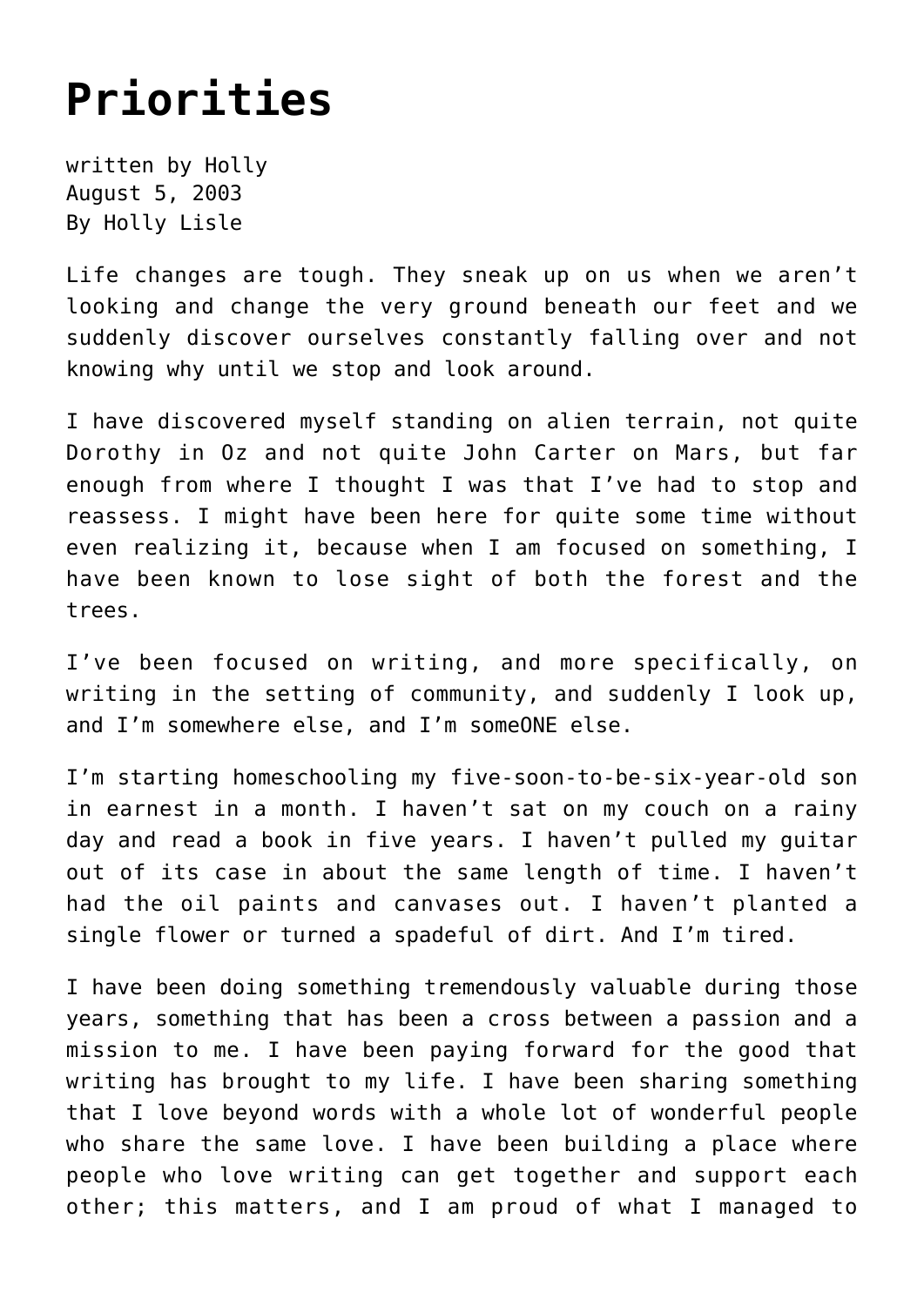# Priorities

written by Holly
August 5, 2003
By Holly Lisle

Life changes are tough. They sneak up on us when we aren't looking and change the very ground beneath our feet and we suddenly discover ourselves constantly falling over and not knowing why until we stop and look around.

I have discovered myself standing on alien terrain, not quite Dorothy in Oz and not quite John Carter on Mars, but far enough from where I thought I was that I've had to stop and reassess. I might have been here for quite some time without even realizing it, because when I am focused on something, I have been known to lose sight of both the forest and the trees.

I've been focused on writing, and more specifically, on writing in the setting of community, and suddenly I look up, and I'm somewhere else, and I'm someONE else.

I'm starting homeschooling my five-soon-to-be-six-year-old son in earnest in a month. I haven't sat on my couch on a rainy day and read a book in five years. I haven't pulled my guitar out of its case in about the same length of time. I haven't had the oil paints and canvases out. I haven't planted a single flower or turned a spadeful of dirt. And I'm tired.

I have been doing something tremendously valuable during those years, something that has been a cross between a passion and a mission to me. I have been paying forward for the good that writing has brought to my life. I have been sharing something that I love beyond words with a whole lot of wonderful people who share the same love. I have been building a place where people who love writing can get together and support each other; this matters, and I am proud of what I managed to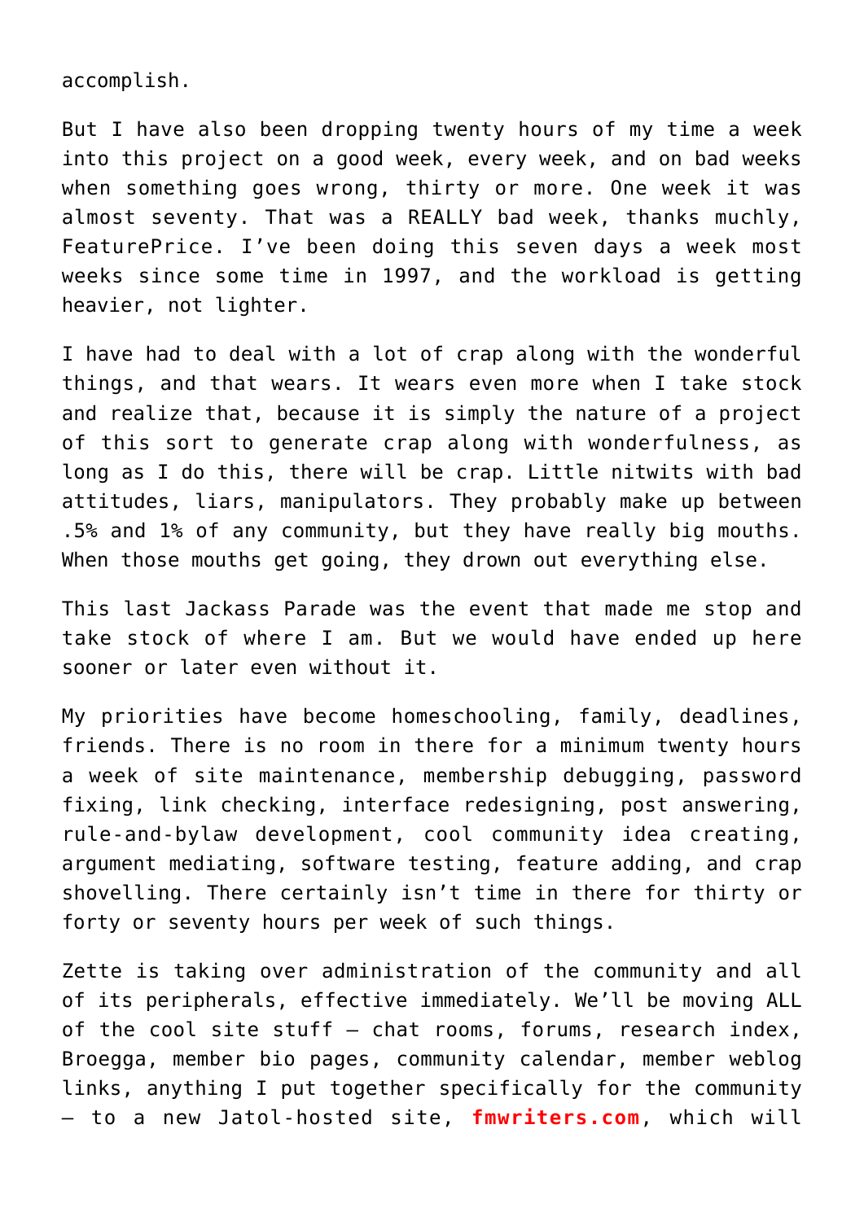accomplish.

But I have also been dropping twenty hours of my time a week into this project on a good week, every week, and on bad weeks when something goes wrong, thirty or more. One week it was almost seventy. That was a REALLY bad week, thanks muchly, FeaturePrice. I've been doing this seven days a week most weeks since some time in 1997, and the workload is getting heavier, not lighter.

I have had to deal with a lot of crap along with the wonderful things, and that wears. It wears even more when I take stock and realize that, because it is simply the nature of a project of this sort to generate crap along with wonderfulness, as long as I do this, there will be crap. Little nitwits with bad attitudes, liars, manipulators. They probably make up between .5% and 1% of any community, but they have really big mouths. When those mouths get going, they drown out everything else.

This last Jackass Parade was the event that made me stop and take stock of where I am. But we would have ended up here sooner or later even without it.

My priorities have become homeschooling, family, deadlines, friends. There is no room in there for a minimum twenty hours a week of site maintenance, membership debugging, password fixing, link checking, interface redesigning, post answering, rule-and-bylaw development, cool community idea creating, argument mediating, software testing, feature adding, and crap shovelling. There certainly isn't time in there for thirty or forty or seventy hours per week of such things.

Zette is taking over administration of the community and all of its peripherals, effective immediately. We'll be moving ALL of the cool site stuff – chat rooms, forums, research index, Broegga, member bio pages, community calendar, member weblog links, anything I put together specifically for the community – to a new Jatol-hosted site, **fmwriters.com**, which will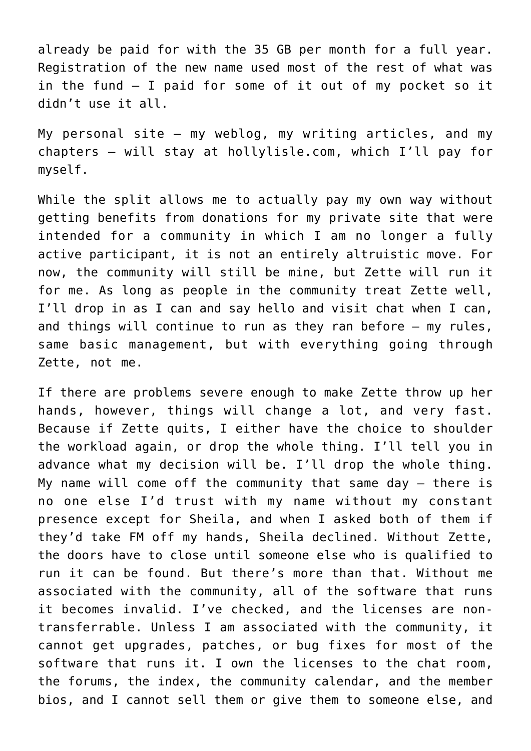already be paid for with the 35 GB per month for a full year. Registration of the new name used most of the rest of what was in the fund — I paid for some of it out of my pocket so it didn't use it all.

My personal site — my weblog, my writing articles, and my chapters — will stay at hollylisle.com, which I'll pay for myself.

While the split allows me to actually pay my own way without getting benefits from donations for my private site that were intended for a community in which I am no longer a fully active participant, it is not an entirely altruistic move. For now, the community will still be mine, but Zette will run it for me. As long as people in the community treat Zette well, I'll drop in as I can and say hello and visit chat when I can, and things will continue to run as they ran before — my rules, same basic management, but with everything going through Zette, not me.

If there are problems severe enough to make Zette throw up her hands, however, things will change a lot, and very fast. Because if Zette quits, I either have the choice to shoulder the workload again, or drop the whole thing. I'll tell you in advance what my decision will be. I'll drop the whole thing. My name will come off the community that same day — there is no one else I'd trust with my name without my constant presence except for Sheila, and when I asked both of them if they'd take FM off my hands, Sheila declined. Without Zette, the doors have to close until someone else who is qualified to run it can be found. But there's more than that. Without me associated with the community, all of the software that runs it becomes invalid. I've checked, and the licenses are non-transferrable. Unless I am associated with the community, it cannot get upgrades, patches, or bug fixes for most of the software that runs it. I own the licenses to the chat room, the forums, the index, the community calendar, and the member bios, and I cannot sell them or give them to someone else, and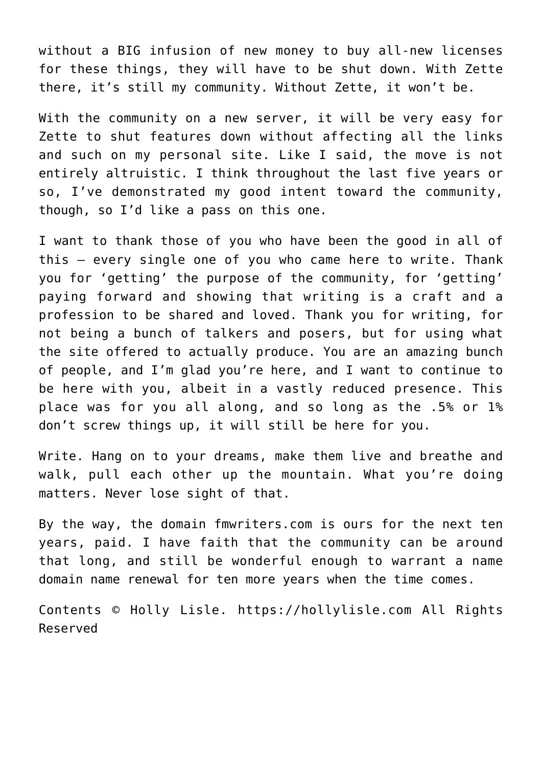without a BIG infusion of new money to buy all-new licenses for these things, they will have to be shut down. With Zette there, it's still my community. Without Zette, it won't be.

With the community on a new server, it will be very easy for Zette to shut features down without affecting all the links and such on my personal site. Like I said, the move is not entirely altruistic. I think throughout the last five years or so, I've demonstrated my good intent toward the community, though, so I'd like a pass on this one.

I want to thank those of you who have been the good in all of this — every single one of you who came here to write. Thank you for 'getting' the purpose of the community, for 'getting' paying forward and showing that writing is a craft and a profession to be shared and loved. Thank you for writing, for not being a bunch of talkers and posers, but for using what the site offered to actually produce. You are an amazing bunch of people, and I'm glad you're here, and I want to continue to be here with you, albeit in a vastly reduced presence. This place was for you all along, and so long as the .5% or 1% don't screw things up, it will still be here for you.

Write. Hang on to your dreams, make them live and breathe and walk, pull each other up the mountain. What you're doing matters. Never lose sight of that.

By the way, the domain fmwriters.com is ours for the next ten years, paid. I have faith that the community can be around that long, and still be wonderful enough to warrant a name domain name renewal for ten more years when the time comes.

Contents © Holly Lisle. https://hollylisle.com All Rights Reserved